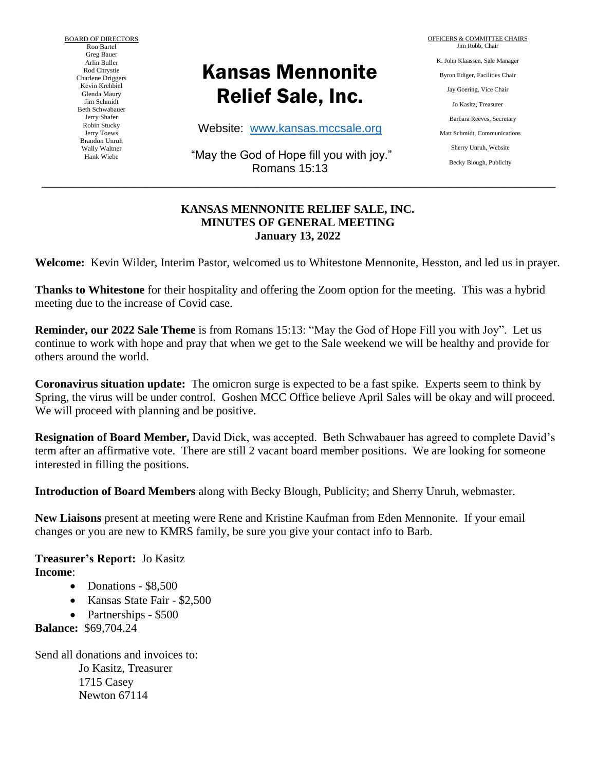BOARD OF DIRECTORS
Ron Bartel
Greg Bauer
Arlin Buller
Rod Chrystie
Charlene Driggers
Kevin Krehbiel
Glenda Maury
Jim Schmidt
Beth Schwabauer
Jerry Shafer
Robin Stucky
Jerry Toews
Brandon Unruh
Wally Waltner
Hank Wiebe

# Kansas Mennonite Relief Sale, Inc.

Website: [www.kansas.mccsale.org](www.kansas.mccsale.org)

"May the God of Hope fill you with joy."
Romans 15:13

OFFICERS & COMMITTEE CHAIRS
Jim Robb, Chair
K. John Klaassen, Sale Manager
Byron Ediger, Facilities Chair
Jay Goering, Vice Chair
Jo Kasitz, Treasurer
Barbara Reeves, Secretary
Matt Schmidt, Communications
Sherry Unruh, Website
Becky Blough, Publicity

---

## KANSAS MENNONITE RELIEF SALE, INC.
## MINUTES OF GENERAL MEETING
## January 13, 2022

**Welcome:** Kevin Wilder, Interim Pastor, welcomed us to Whitestone Mennonite, Hesston, and led us in prayer.

**Thanks to Whitestone** for their hospitality and offering the Zoom option for the meeting. This was a hybrid meeting due to the increase of Covid case.

**Reminder, our 2022 Sale Theme** is from Romans 15:13: "May the God of Hope Fill you with Joy". Let us continue to work with hope and pray that when we get to the Sale weekend we will be healthy and provide for others around the world.

**Coronavirus situation update:** The omicron surge is expected to be a fast spike. Experts seem to think by Spring, the virus will be under control. Goshen MCC Office believe April Sales will be okay and will proceed. We will proceed with planning and be positive.

**Resignation of Board Member,** David Dick, was accepted. Beth Schwabauer has agreed to complete David's term after an affirmative vote. There are still 2 vacant board member positions. We are looking for someone interested in filling the positions.

**Introduction of Board Members** along with Becky Blough, Publicity; and Sherry Unruh, webmaster.

**New Liaisons** present at meeting were Rene and Kristine Kaufman from Eden Mennonite. If your email changes or you are new to KMRS family, be sure you give your contact info to Barb.

**Treasurer's Report:** Jo Kasitz
**Income**:

- Donations - $8,500
- Kansas State Fair - $2,500
- Partnerships - $500

**Balance:** $69,704.24

Send all donations and invoices to:
Jo Kasitz, Treasurer
1715 Casey
Newton 67114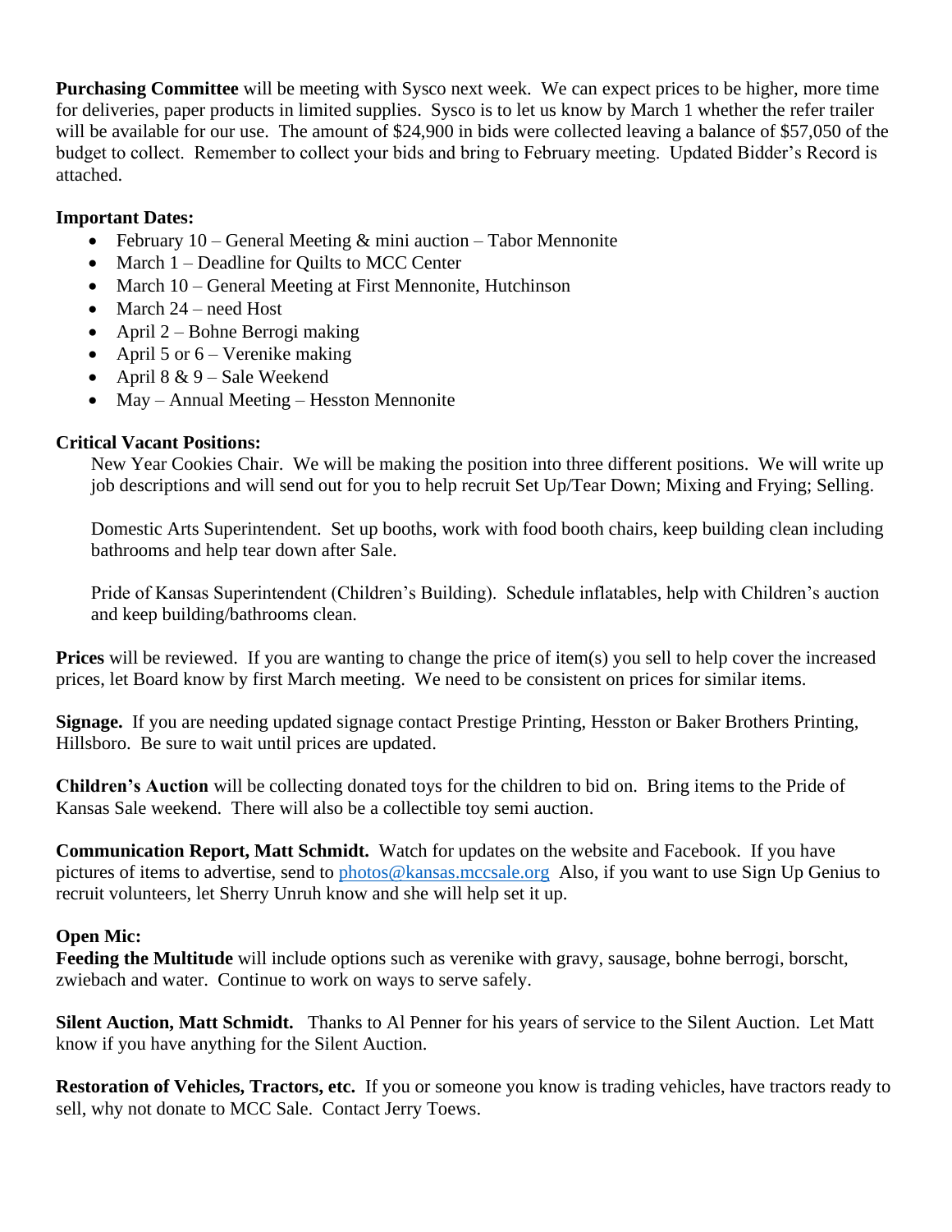**Purchasing Committee** will be meeting with Sysco next week. We can expect prices to be higher, more time for deliveries, paper products in limited supplies. Sysco is to let us know by March 1 whether the refer trailer will be available for our use. The amount of $24,900 in bids were collected leaving a balance of $57,050 of the budget to collect. Remember to collect your bids and bring to February meeting. Updated Bidder's Record is attached.

**Important Dates:**

- February 10 – General Meeting & mini auction – Tabor Mennonite
- March 1 – Deadline for Quilts to MCC Center
- March 10 – General Meeting at First Mennonite, Hutchinson
- March 24 – need Host
- April 2 – Bohne Berrogi making
- April 5 or 6 – Verenike making
- April 8 & 9 – Sale Weekend
- May – Annual Meeting – Hesston Mennonite

**Critical Vacant Positions:**

New Year Cookies Chair. We will be making the position into three different positions. We will write up job descriptions and will send out for you to help recruit Set Up/Tear Down; Mixing and Frying; Selling.

Domestic Arts Superintendent. Set up booths, work with food booth chairs, keep building clean including bathrooms and help tear down after Sale.

Pride of Kansas Superintendent (Children's Building). Schedule inflatables, help with Children's auction and keep building/bathrooms clean.

**Prices** will be reviewed. If you are wanting to change the price of item(s) you sell to help cover the increased prices, let Board know by first March meeting. We need to be consistent on prices for similar items.

**Signage.** If you are needing updated signage contact Prestige Printing, Hesston or Baker Brothers Printing, Hillsboro. Be sure to wait until prices are updated.

**Children's Auction** will be collecting donated toys for the children to bid on. Bring items to the Pride of Kansas Sale weekend. There will also be a collectible toy semi auction.

**Communication Report, Matt Schmidt.** Watch for updates on the website and Facebook. If you have pictures of items to advertise, send to photos@kansas.mccsale.org Also, if you want to use Sign Up Genius to recruit volunteers, let Sherry Unruh know and she will help set it up.

**Open Mic:**

**Feeding the Multitude** will include options such as verenike with gravy, sausage, bohne berrogi, borscht, zwiebach and water. Continue to work on ways to serve safely.

**Silent Auction, Matt Schmidt.** Thanks to Al Penner for his years of service to the Silent Auction. Let Matt know if you have anything for the Silent Auction.

**Restoration of Vehicles, Tractors, etc.** If you or someone you know is trading vehicles, have tractors ready to sell, why not donate to MCC Sale. Contact Jerry Toews.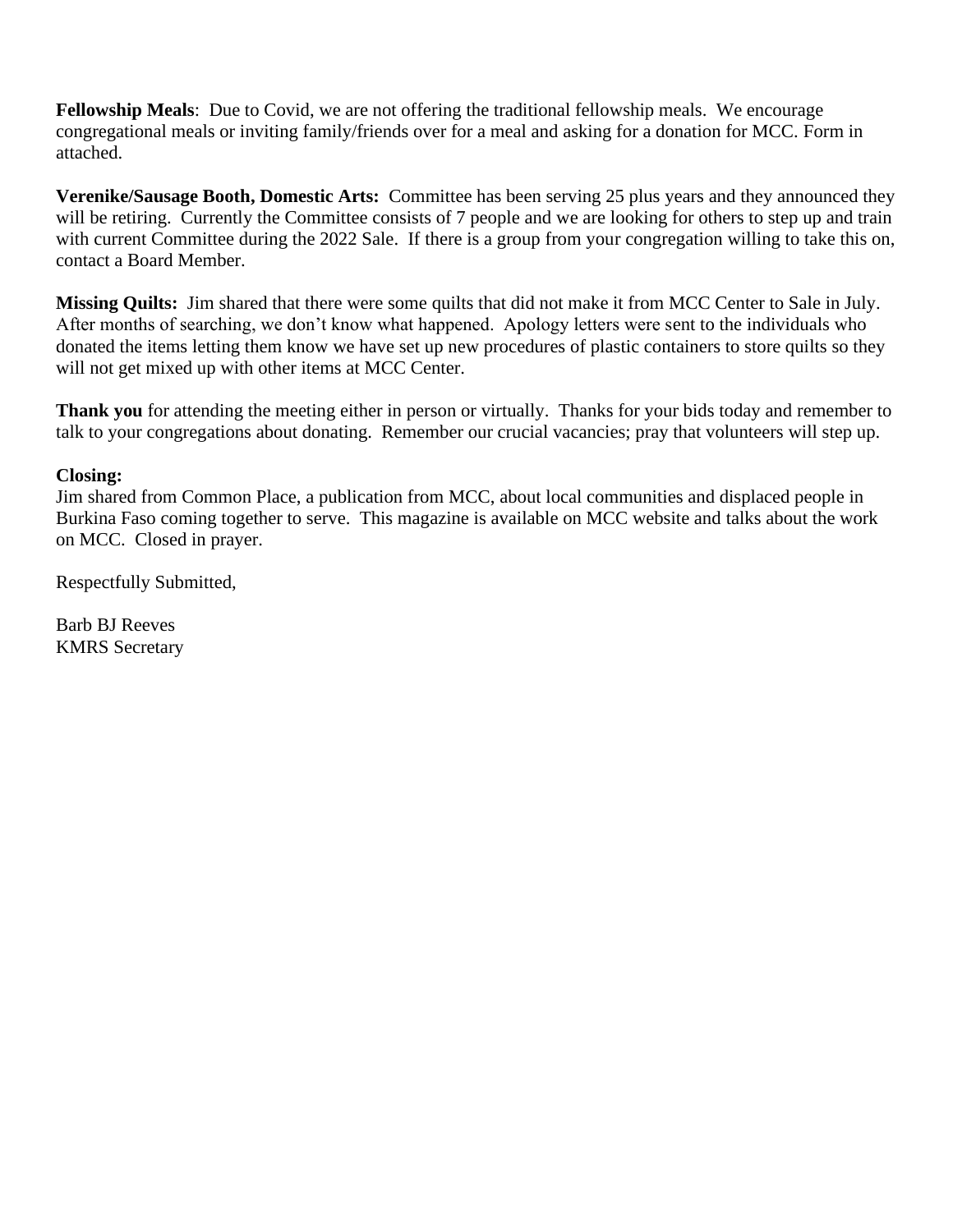**Fellowship Meals**: Due to Covid, we are not offering the traditional fellowship meals. We encourage congregational meals or inviting family/friends over for a meal and asking for a donation for MCC. Form in attached.

**Verenike/Sausage Booth, Domestic Arts:** Committee has been serving 25 plus years and they announced they will be retiring. Currently the Committee consists of 7 people and we are looking for others to step up and train with current Committee during the 2022 Sale. If there is a group from your congregation willing to take this on, contact a Board Member.

**Missing Quilts:** Jim shared that there were some quilts that did not make it from MCC Center to Sale in July. After months of searching, we don't know what happened. Apology letters were sent to the individuals who donated the items letting them know we have set up new procedures of plastic containers to store quilts so they will not get mixed up with other items at MCC Center.

**Thank you** for attending the meeting either in person or virtually. Thanks for your bids today and remember to talk to your congregations about donating. Remember our crucial vacancies; pray that volunteers will step up.

**Closing:**
Jim shared from Common Place, a publication from MCC, about local communities and displaced people in Burkina Faso coming together to serve. This magazine is available on MCC website and talks about the work on MCC. Closed in prayer.

Respectfully Submitted,

Barb BJ Reeves
KMRS Secretary